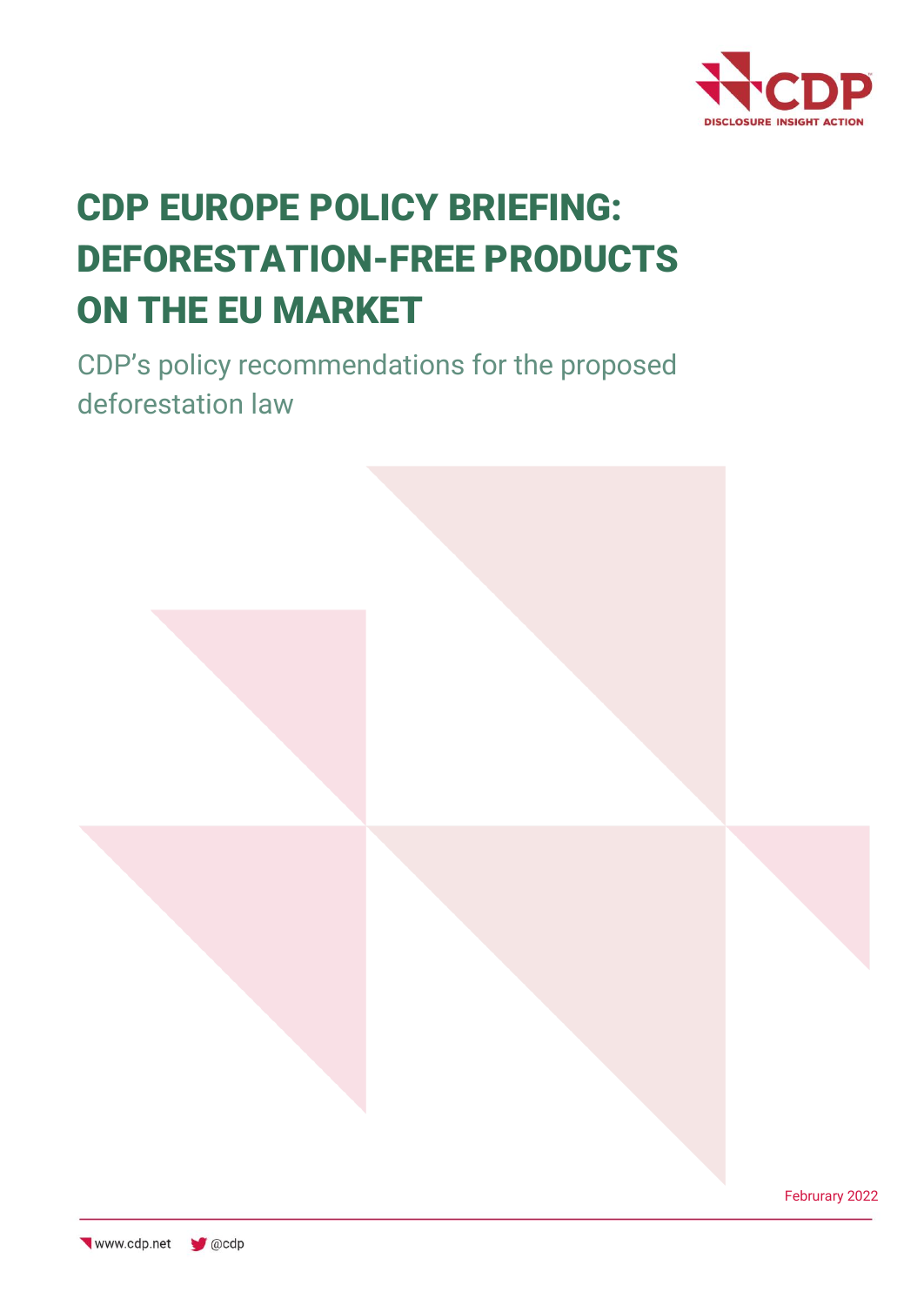CDP

DISCLOSURE INSIGHT ACTION

# CDP EUROPE POLICY BRIEFING: DEFORESTATION-FREE PRODUCTS ON THE EU MARKET

## CDP's policy recommendations for the proposed deforestation law

Februrary 2022

www.cdp.net @cdp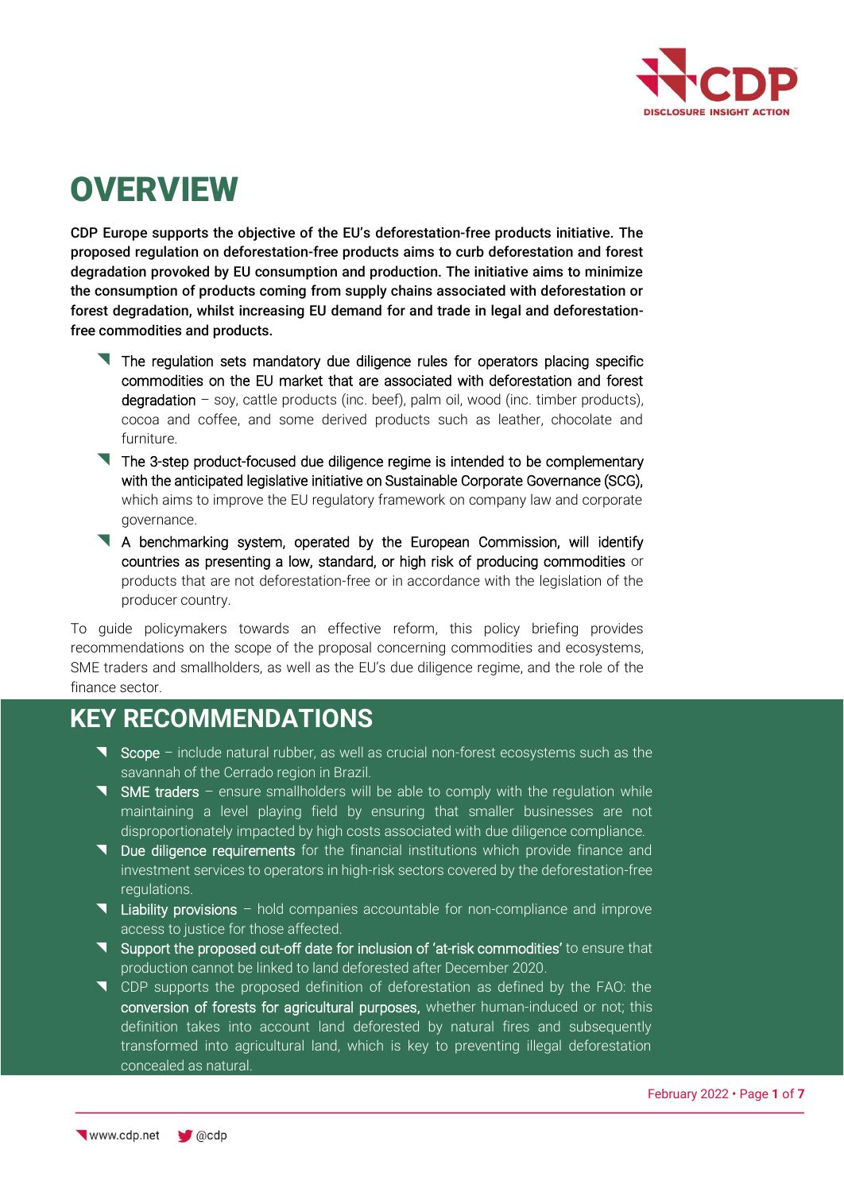# OVERVIEW

**CDP Europe supports the objective of the EU's deforestation-free products initiative. The proposed regulation on deforestation-free products aims to curb deforestation and forest degradation provoked by EU consumption and production. The initiative aims to minimize the consumption of products coming from supply chains associated with deforestation or forest degradation, whilst increasing EU demand for and trade in legal and deforestation-free commodities and products.**

- The regulation sets mandatory due diligence rules for operators placing specific commodities on the EU market that are associated with deforestation and forest degradation – soy, cattle products (inc. beef), palm oil, wood (inc. timber products), cocoa and coffee, and some derived products such as leather, chocolate and furniture.
- The 3-step product-focused due diligence regime is intended to be complementary with the anticipated legislative initiative on Sustainable Corporate Governance (SCG), which aims to improve the EU regulatory framework on company law and corporate governance.
- A benchmarking system, operated by the European Commission, will identify countries as presenting a low, standard, or high risk of producing commodities or products that are not deforestation-free or in accordance with the legislation of the producer country.

To guide policymakers towards an effective reform, this policy briefing provides recommendations on the scope of the proposal concerning commodities and ecosystems, SME traders and smallholders, as well as the EU's due diligence regime, and the role of the finance sector.

## KEY RECOMMENDATIONS

- Scope – include natural rubber, as well as crucial non-forest ecosystems such as the savannah of the Cerrado region in Brazil.
- SME traders – ensure smallholders will be able to comply with the regulation while maintaining a level playing field by ensuring that smaller businesses are not disproportionately impacted by high costs associated with due diligence compliance.
- Due diligence requirements for the financial institutions which provide finance and investment services to operators in high-risk sectors covered by the deforestation-free regulations.
- Liability provisions – hold companies accountable for non-compliance and improve access to justice for those affected.
- Support the proposed cut-off date for inclusion of 'at-risk commodities' to ensure that production cannot be linked to land deforested after December 2020.
- CDP supports the proposed definition of deforestation as defined by the FAO: the conversion of forests for agricultural purposes, whether human-induced or not; this definition takes into account land deforested by natural fires and subsequently transformed into agricultural land, which is key to preventing illegal deforestation concealed as natural.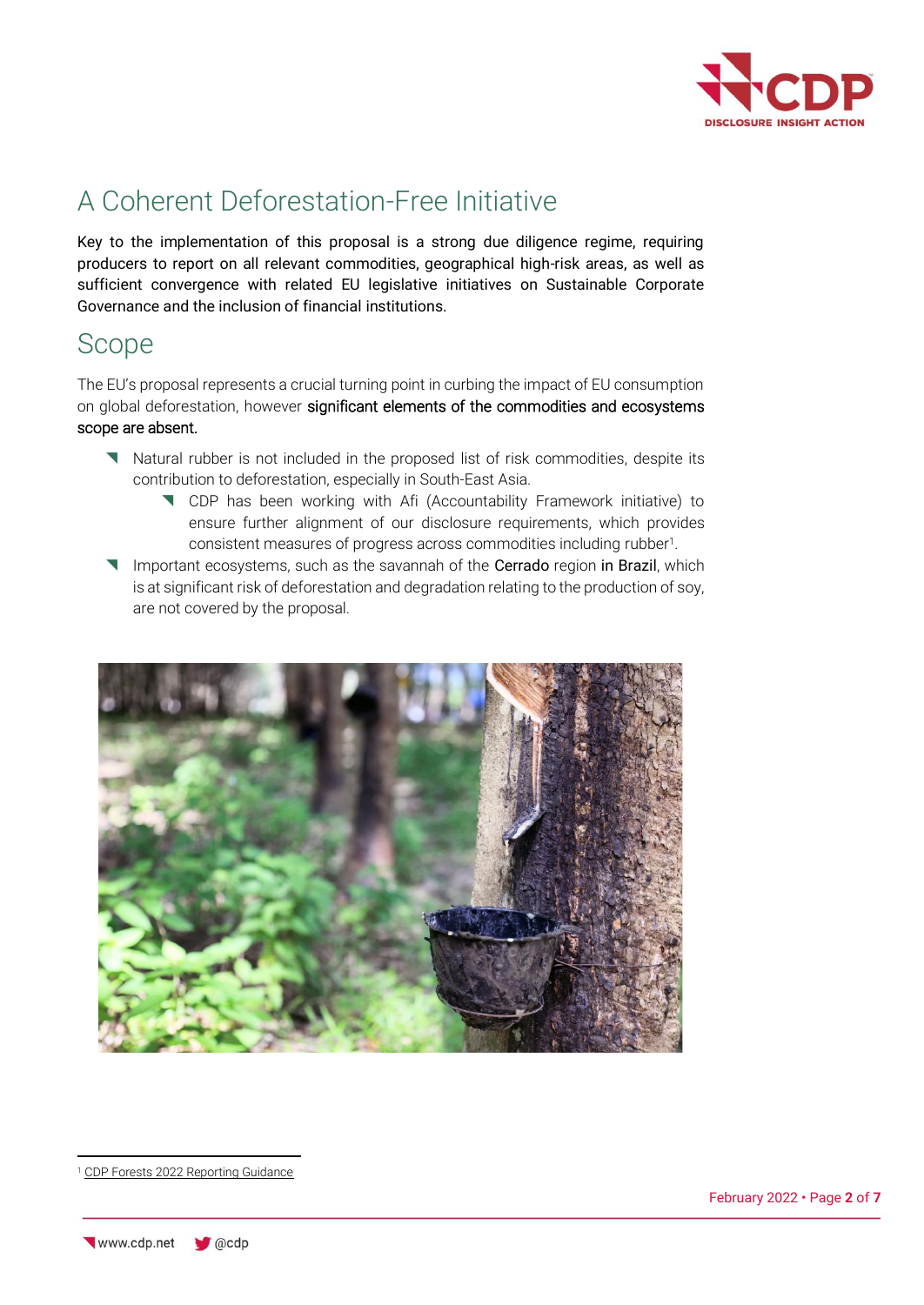# A Coherent Deforestation-Free Initiative

Key to the implementation of this proposal is a strong due diligence regime, requiring producers to report on all relevant commodities, geographical high-risk areas, as well as sufficient convergence with related EU legislative initiatives on Sustainable Corporate Governance and the inclusion of financial institutions.

## Scope

The EU's proposal represents a crucial turning point in curbing the impact of EU consumption on global deforestation, however significant elements of the commodities and ecosystems scope are absent.

- Natural rubber is not included in the proposed list of risk commodities, despite its contribution to deforestation, especially in South-East Asia.
  - CDP has been working with Afi (Accountability Framework initiative) to ensure further alignment of our disclosure requirements, which provides consistent measures of progress across commodities including rubber[1].
- Important ecosystems, such as the savannah of the Cerrado region in Brazil, which is at significant risk of deforestation and degradation relating to the production of soy, are not covered by the proposal.

[1] CDP Forests 2022 Reporting Guidance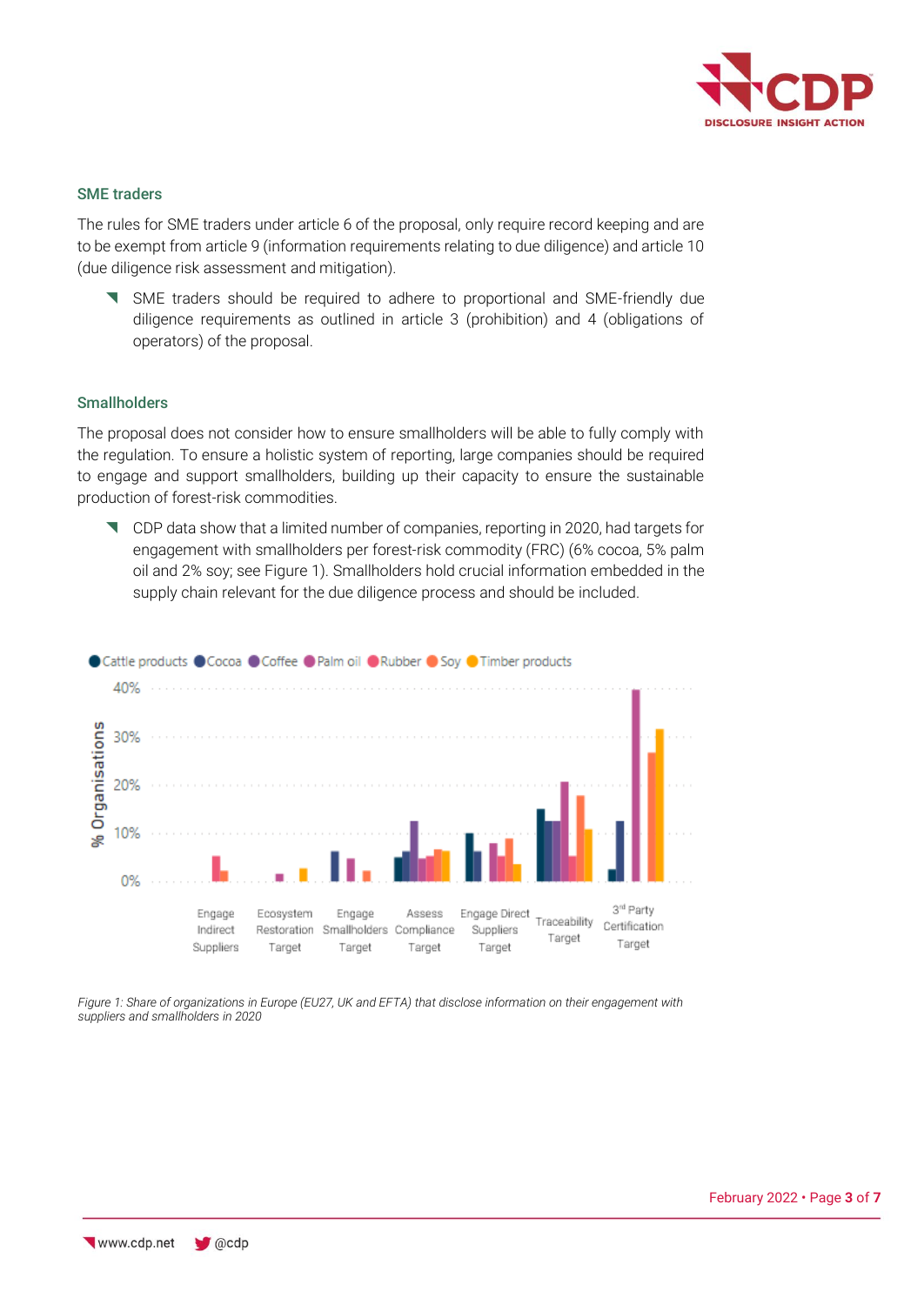### SME traders

The rules for SME traders under article 6 of the proposal, only require record keeping and are to be exempt from article 9 (information requirements relating to due diligence) and article 10 (due diligence risk assessment and mitigation).

- SME traders should be required to adhere to proportional and SME-friendly due diligence requirements as outlined in article 3 (prohibition) and 4 (obligations of operators) of the proposal.

### Smallholders

The proposal does not consider how to ensure smallholders will be able to fully comply with the regulation. To ensure a holistic system of reporting, large companies should be required to engage and support smallholders, building up their capacity to ensure the sustainable production of forest-risk commodities.

- CDP data show that a limited number of companies, reporting in 2020, had targets for engagement with smallholders per forest-risk commodity (FRC) (6% cocoa, 5% palm oil and 2% soy; see Figure 1). Smallholders hold crucial information embedded in the supply chain relevant for the due diligence process and should be included.

*Figure 1: Share of organizations in Europe (EU27, UK and EFTA) that disclose information on their engagement with suppliers and smallholders in 2020*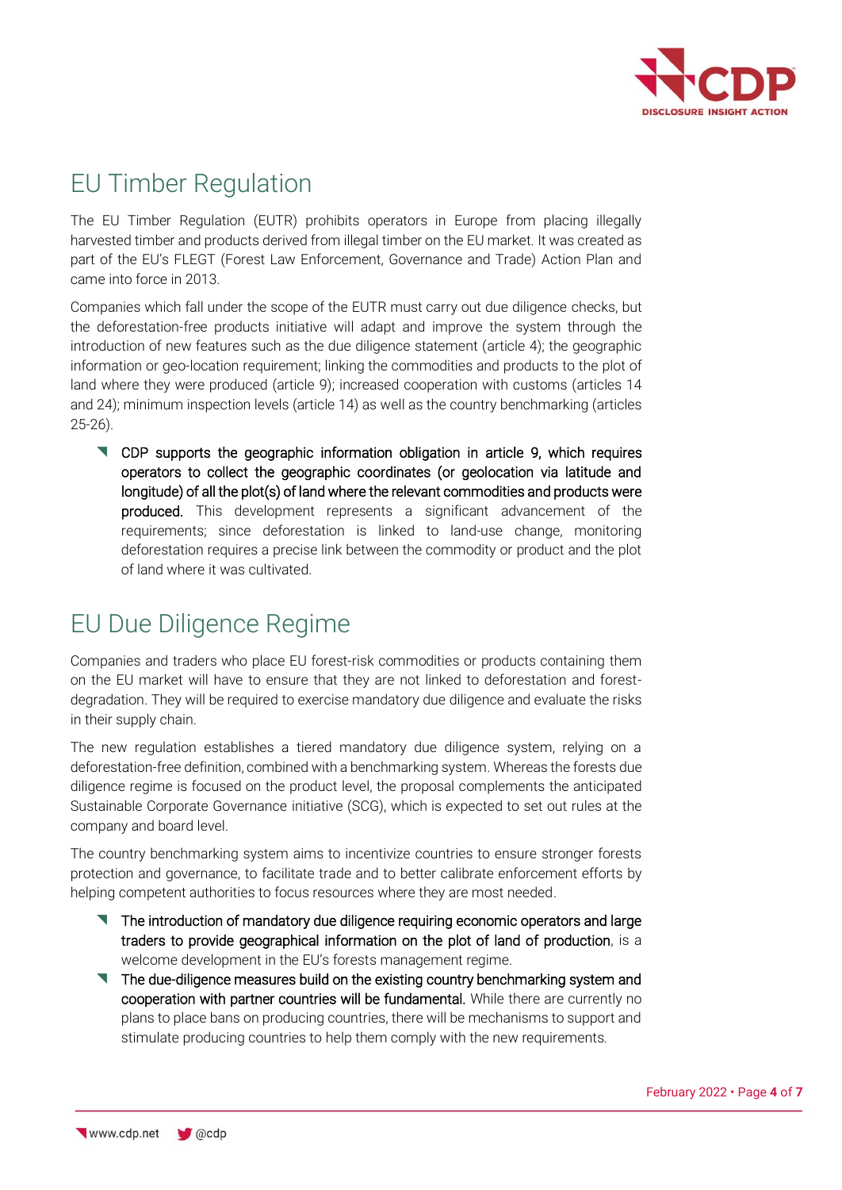## EU Timber Regulation

The EU Timber Regulation (EUTR) prohibits operators in Europe from placing illegally harvested timber and products derived from illegal timber on the EU market. It was created as part of the EU's FLEGT (Forest Law Enforcement, Governance and Trade) Action Plan and came into force in 2013.

Companies which fall under the scope of the EUTR must carry out due diligence checks, but the deforestation-free products initiative will adapt and improve the system through the introduction of new features such as the due diligence statement (article 4); the geographic information or geo-location requirement; linking the commodities and products to the plot of land where they were produced (article 9); increased cooperation with customs (articles 14 and 24); minimum inspection levels (article 14) as well as the country benchmarking (articles 25-26).

- **CDP supports the geographic information obligation in article 9, which requires operators to collect the geographic coordinates (or geolocation via latitude and longitude) of all the plot(s) of land where the relevant commodities and products were produced.** This development represents a significant advancement of the requirements; since deforestation is linked to land-use change, monitoring deforestation requires a precise link between the commodity or product and the plot of land where it was cultivated.

## EU Due Diligence Regime

Companies and traders who place EU forest-risk commodities or products containing them on the EU market will have to ensure that they are not linked to deforestation and forest-degradation. They will be required to exercise mandatory due diligence and evaluate the risks in their supply chain.

The new regulation establishes a tiered mandatory due diligence system, relying on a deforestation-free definition, combined with a benchmarking system. Whereas the forests due diligence regime is focused on the product level, the proposal complements the anticipated Sustainable Corporate Governance initiative (SCG), which is expected to set out rules at the company and board level.

The country benchmarking system aims to incentivize countries to ensure stronger forests protection and governance, to facilitate trade and to better calibrate enforcement efforts by helping competent authorities to focus resources where they are most needed.

- **The introduction of mandatory due diligence requiring economic operators and large traders to provide geographical information on the plot of land of production**, is a welcome development in the EU's forests management regime.
- **The due-diligence measures build on the existing country benchmarking system and cooperation with partner countries will be fundamental.** While there are currently no plans to place bans on producing countries, there will be mechanisms to support and stimulate producing countries to help them comply with the new requirements.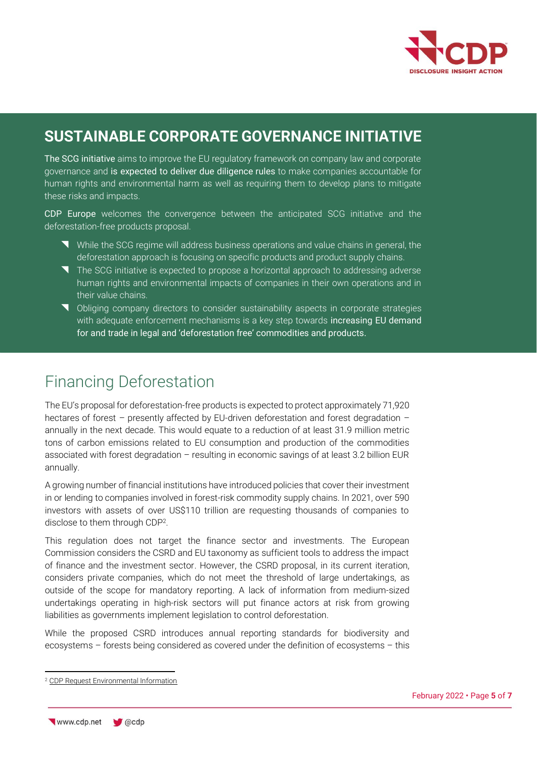## SUSTAINABLE CORPORATE GOVERNANCE INITIATIVE

The SCG initiative aims to improve the EU regulatory framework on company law and corporate governance and is expected to deliver due diligence rules to make companies accountable for human rights and environmental harm as well as requiring them to develop plans to mitigate these risks and impacts.

CDP Europe welcomes the convergence between the anticipated SCG initiative and the deforestation-free products proposal.

- While the SCG regime will address business operations and value chains in general, the deforestation approach is focusing on specific products and product supply chains.
- The SCG initiative is expected to propose a horizontal approach to addressing adverse human rights and environmental impacts of companies in their own operations and in their value chains.
- Obliging company directors to consider sustainability aspects in corporate strategies with adequate enforcement mechanisms is a key step towards increasing EU demand for and trade in legal and 'deforestation free' commodities and products.

# Financing Deforestation

The EU's proposal for deforestation-free products is expected to protect approximately 71,920 hectares of forest – presently affected by EU-driven deforestation and forest degradation – annually in the next decade. This would equate to a reduction of at least 31.9 million metric tons of carbon emissions related to EU consumption and production of the commodities associated with forest degradation – resulting in economic savings of at least 3.2 billion EUR annually.

A growing number of financial institutions have introduced policies that cover their investment in or lending to companies involved in forest-risk commodity supply chains. In 2021, over 590 investors with assets of over US$110 trillion are requesting thousands of companies to disclose to them through CDP[2].

This regulation does not target the finance sector and investments. The European Commission considers the CSRD and EU taxonomy as sufficient tools to address the impact of finance and the investment sector. However, the CSRD proposal, in its current iteration, considers private companies, which do not meet the threshold of large undertakings, as outside of the scope for mandatory reporting. A lack of information from medium-sized undertakings operating in high-risk sectors will put finance actors at risk from growing liabilities as governments implement legislation to control deforestation.

While the proposed CSRD introduces annual reporting standards for biodiversity and ecosystems – forests being considered as covered under the definition of ecosystems – this

[2] CDP Request Environmental Information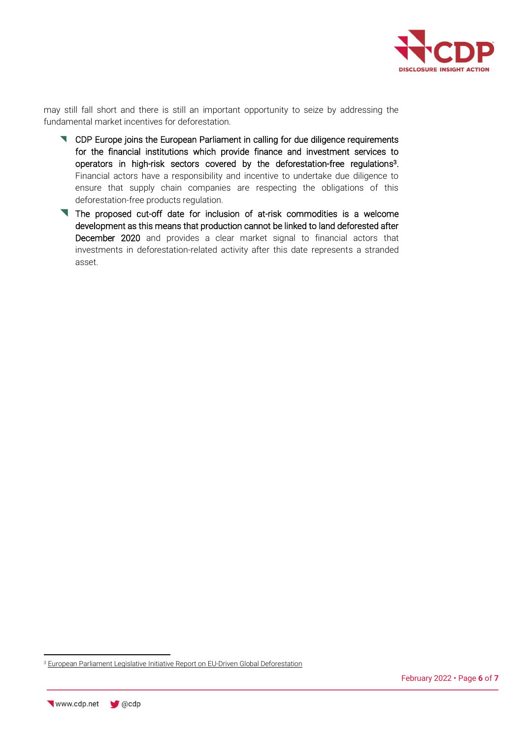may still fall short and there is still an important opportunity to seize by addressing the fundamental market incentives for deforestation.

- CDP Europe joins the European Parliament in calling for due diligence requirements for the financial institutions which provide finance and investment services to operators in high-risk sectors covered by the deforestation-free regulations[3]. Financial actors have a responsibility and incentive to undertake due diligence to ensure that supply chain companies are respecting the obligations of this deforestation-free products regulation.
- The proposed cut-off date for inclusion of at-risk commodities is a welcome development as this means that production cannot be linked to land deforested after December 2020 and provides a clear market signal to financial actors that investments in deforestation-related activity after this date represents a stranded asset.

[3] European Parliament Legislative Initiative Report on EU-Driven Global Deforestation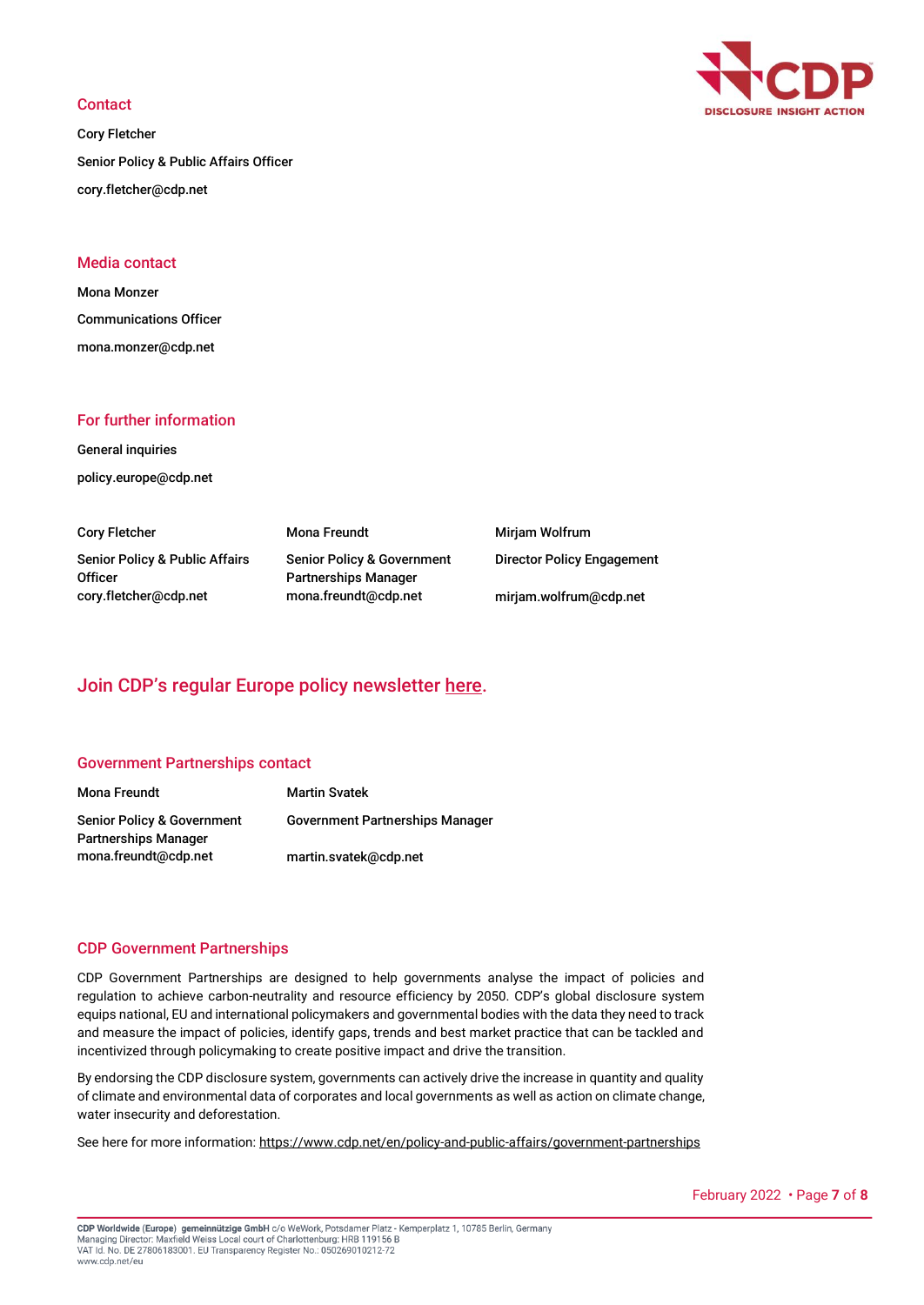## Contact

Cory Fletcher

Senior Policy & Public Affairs Officer

cory.fletcher@cdp.net

## Media contact

Mona Monzer

Communications Officer

mona.monzer@cdp.net

## For further information

General inquiries

policy.europe@cdp.net

| Cory Fletcher | Mona Freundt | Mirjam Wolfrum |
|---|---|---|
| Senior Policy & Public Affairs Officer | Senior Policy & Government Partnerships Manager | Director Policy Engagement |
| cory.fletcher@cdp.net | mona.freundt@cdp.net | mirjam.wolfrum@cdp.net |

## Join CDP's regular Europe policy newsletter here.

## Government Partnerships contact

| Mona Freundt | Martin Svatek |
|---|---|
| Senior Policy & Government Partnerships Manager | Government Partnerships Manager |
| mona.freundt@cdp.net | martin.svatek@cdp.net |

## CDP Government Partnerships

CDP Government Partnerships are designed to help governments analyse the impact of policies and regulation to achieve carbon-neutrality and resource efficiency by 2050. CDP's global disclosure system equips national, EU and international policymakers and governmental bodies with the data they need to track and measure the impact of policies, identify gaps, trends and best market practice that can be tackled and incentivized through policymaking to create positive impact and drive the transition.

By endorsing the CDP disclosure system, governments can actively drive the increase in quantity and quality of climate and environmental data of corporates and local governments as well as action on climate change, water insecurity and deforestation.

See here for more information: https://www.cdp.net/en/policy-and-public-affairs/government-partnerships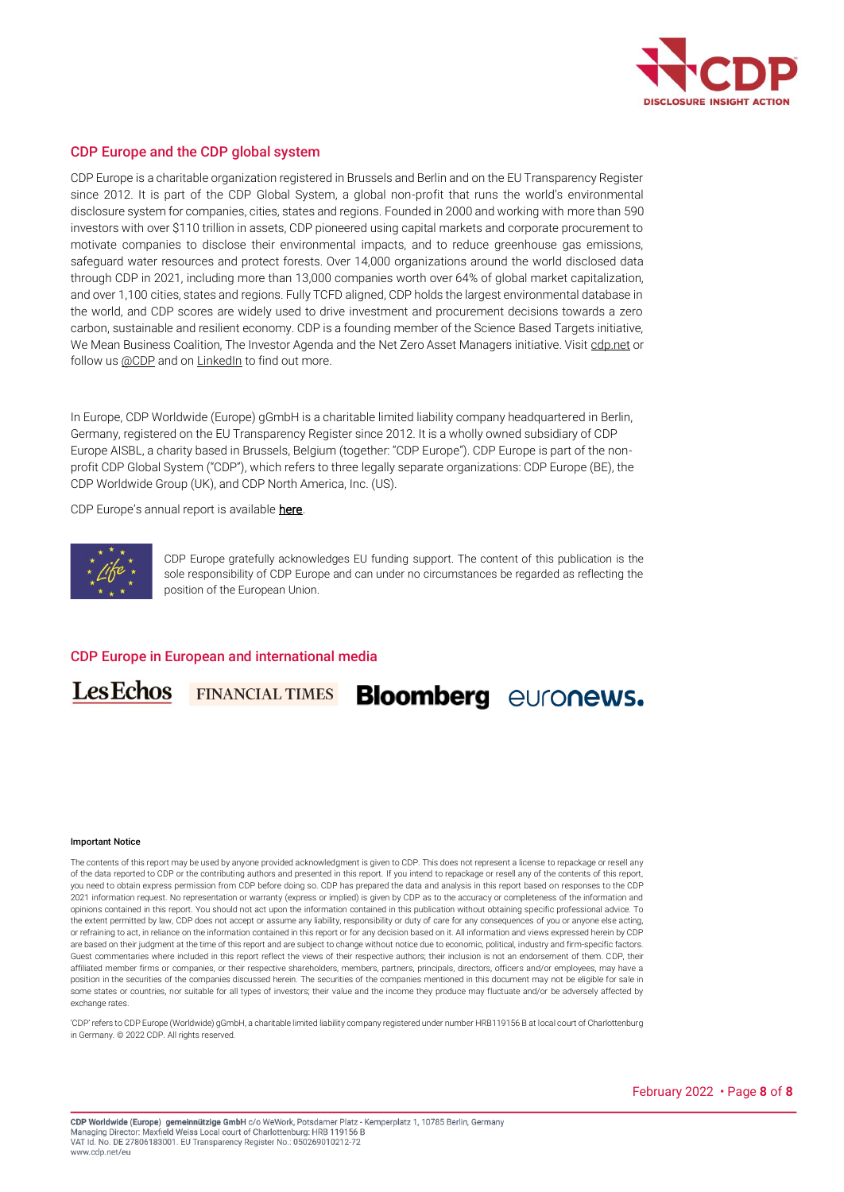## CDP Europe and the CDP global system

CDP Europe is a charitable organization registered in Brussels and Berlin and on the EU Transparency Register since 2012. It is part of the CDP Global System, a global non-profit that runs the world's environmental disclosure system for companies, cities, states and regions. Founded in 2000 and working with more than 590 investors with over $110 trillion in assets, CDP pioneered using capital markets and corporate procurement to motivate companies to disclose their environmental impacts, and to reduce greenhouse gas emissions, safeguard water resources and protect forests. Over 14,000 organizations around the world disclosed data through CDP in 2021, including more than 13,000 companies worth over 64% of global market capitalization, and over 1,100 cities, states and regions. Fully TCFD aligned, CDP holds the largest environmental database in the world, and CDP scores are widely used to drive investment and procurement decisions towards a zero carbon, sustainable and resilient economy. CDP is a founding member of the Science Based Targets initiative, We Mean Business Coalition, The Investor Agenda and the Net Zero Asset Managers initiative. Visit cdp.net or follow us @CDP and on LinkedIn to find out more.

In Europe, CDP Worldwide (Europe) gGmbH is a charitable limited liability company headquartered in Berlin, Germany, registered on the EU Transparency Register since 2012. It is a wholly owned subsidiary of CDP Europe AISBL, a charity based in Brussels, Belgium (together: "CDP Europe"). CDP Europe is part of the non-profit CDP Global System ("CDP"), which refers to three legally separate organizations: CDP Europe (BE), the CDP Worldwide Group (UK), and CDP North America, Inc. (US).

CDP Europe's annual report is available here.

CDP Europe gratefully acknowledges EU funding support. The content of this publication is the sole responsibility of CDP Europe and can under no circumstances be regarded as reflecting the position of the European Union.

## CDP Europe in European and international media

Les Echos FINANCIAL TIMES Bloomberg euronews.

**Important Notice**

The contents of this report may be used by anyone provided acknowledgment is given to CDP. This does not represent a license to repackage or resell any of the data reported to CDP or the contributing authors and presented in this report. If you intend to repackage or resell any of the contents of this report, you need to obtain express permission from CDP before doing so. CDP has prepared the data and analysis in this report based on responses to the CDP 2021 information request. No representation or warranty (express or implied) is given by CDP as to the accuracy or completeness of the information and opinions contained in this report. You should not act upon the information contained in this publication without obtaining specific professional advice. To the extent permitted by law, CDP does not accept or assume any liability, responsibility or duty of care for any consequences of you or anyone else acting, or refraining to act, in reliance on the information contained in this report or for any decision based on it. All information and views expressed herein by CDP are based on their judgment at the time of this report and are subject to change without notice due to economic, political, industry and firm-specific factors. Guest commentaries where included in this report reflect the views of their respective authors; their inclusion is not an endorsement of them. CDP, their affiliated member firms or companies, or their respective shareholders, members, partners, principals, directors, officers and/or employees, may have a position in the securities of the companies discussed herein. The securities of the companies mentioned in this document may not be eligible for sale in some states or countries, nor suitable for all types of investors; their value and the income they produce may fluctuate and/or be adversely affected by exchange rates.

'CDP' refers to CDP Europe (Worldwide) gGmbH, a charitable limited liability company registered under number HRB119156 B at local court of Charlottenburg in Germany. © 2022 CDP. All rights reserved.

February 2022

**CDP Worldwide (Europe) gemeinnützige GmbH** c/o WeWork, Potsdamer Platz - Kemperplatz 1, 10785 Berlin, Germany
Managing Director: Maxfield Weiss Local court of Charlottenburg: HRB 119156 B
VAT Id. No. DE 27806183001. EU Transparency Register No.: 050269010212-72
www.cdp.net/eu